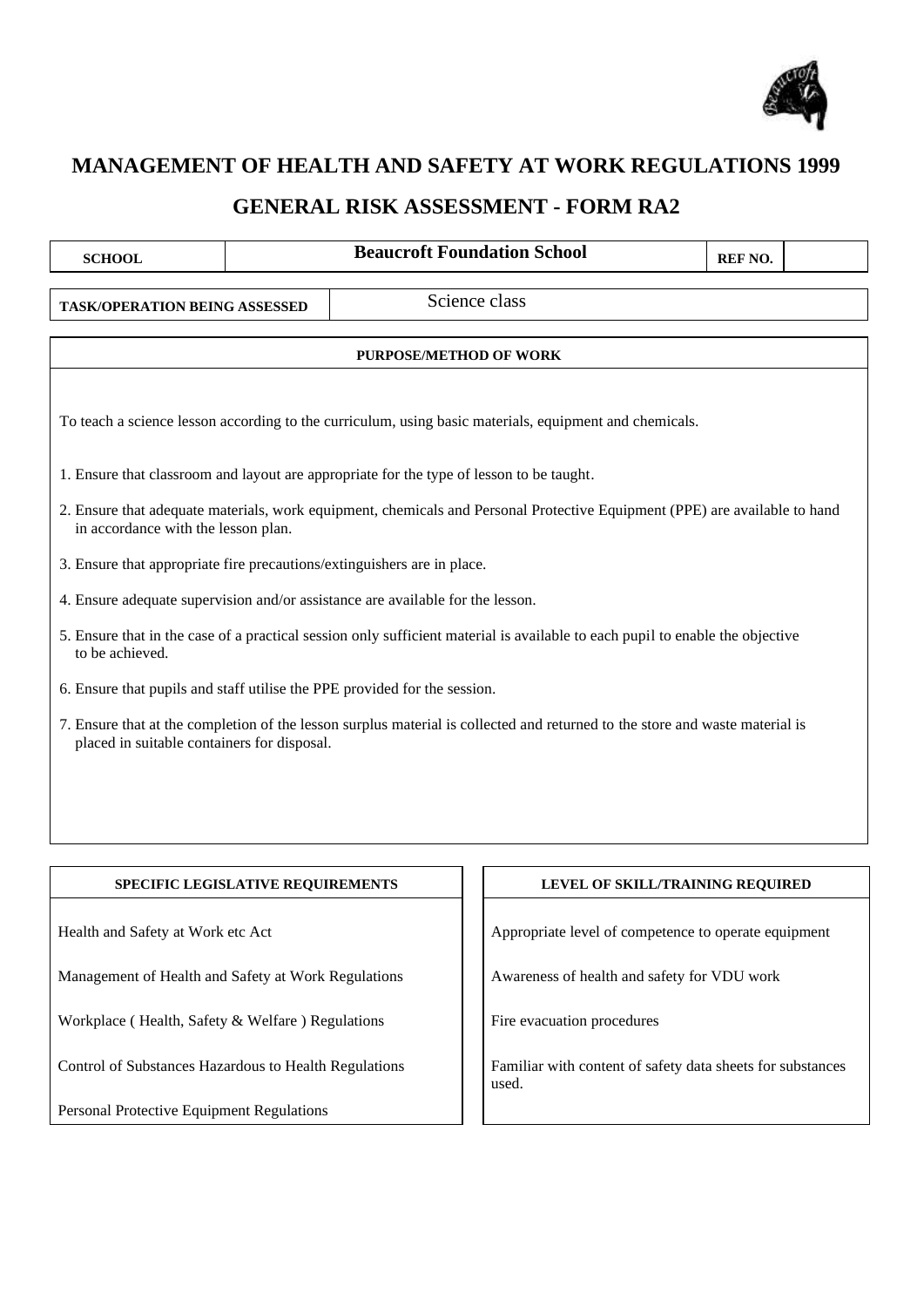# MANAGEMENT OF HEALTH AND SAFETY AT WORK REGULATIONS 1999

## GENERAL RISK ASSESSMENT - FORM RA2

| SCHOOL | Beaucroft Foundation School | REF NO. | |
|---|---|---|---|

| TASK/OPERATION BEING ASSESSED | Science class |
|---|---|

### PURPOSE/METHOD OF WORK

To teach a science lesson according to the curriculum, using basic materials, equipment and chemicals.

1. Ensure that classroom and layout are appropriate for the type of lesson to be taught.
2. Ensure that adequate materials, work equipment, chemicals and Personal Protective Equipment (PPE) are available to hand in accordance with the lesson plan.
3. Ensure that appropriate fire precautions/extinguishers are in place.
4. Ensure adequate supervision and/or assistance are available for the lesson.
5. Ensure that in the case of a practical session only sufficient material is available to each pupil to enable the objective to be achieved.
6. Ensure that pupils and staff utilise the PPE provided for the session.
7. Ensure that at the completion of the lesson surplus material is collected and returned to the store and waste material is placed in suitable containers for disposal.

| SPECIFIC LEGISLATIVE REQUIREMENTS | LEVEL OF SKILL/TRAINING REQUIRED |
|---|---|
| Health and Safety at Work etc Act | Appropriate level of competence to operate equipment |
| Management of Health and Safety at Work Regulations | Awareness of health and safety for VDU work |
| Workplace ( Health, Safety & Welfare ) Regulations | Fire evacuation procedures |
| Control of Substances Hazardous to Health Regulations | Familiar with content of safety data sheets for substances used. |
| Personal Protective Equipment Regulations | |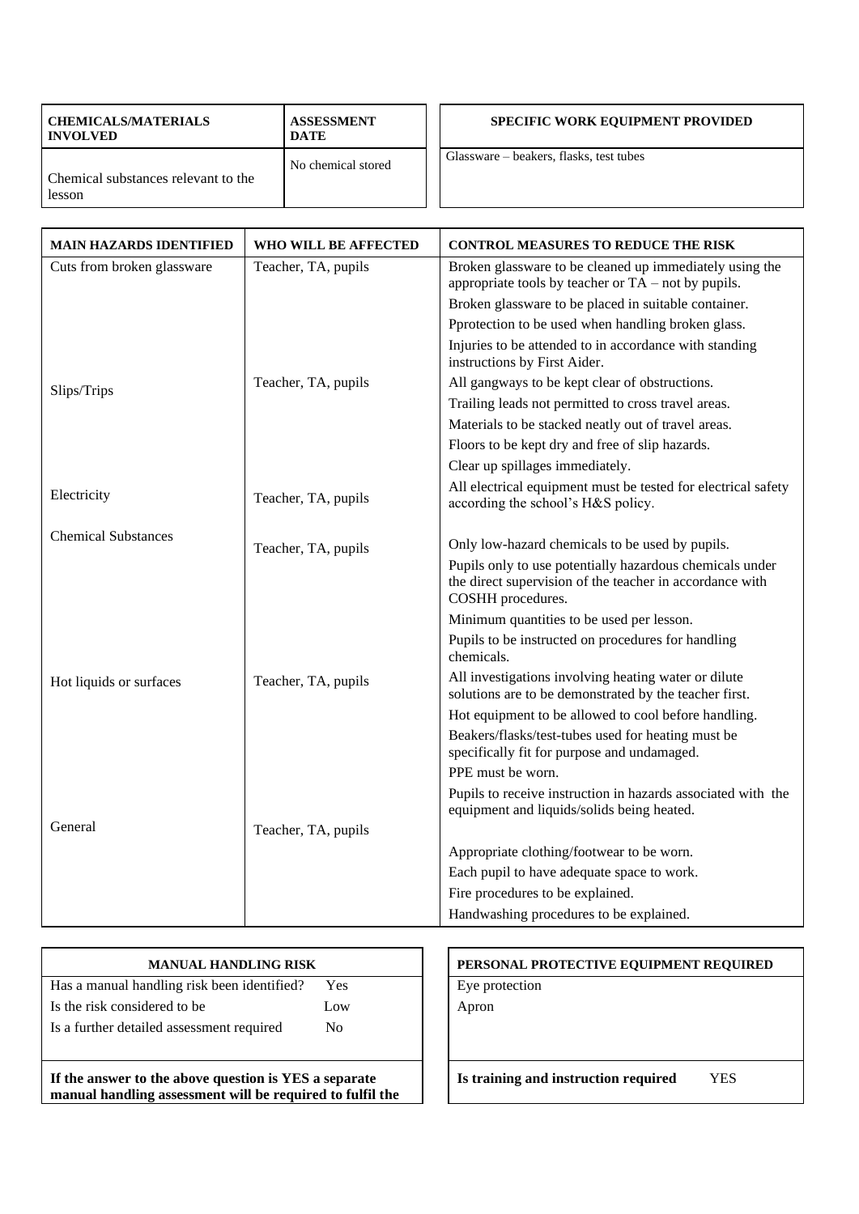| CHEMICALS/MATERIALS INVOLVED | ASSESSMENT DATE |
|---|---|
| Chemical substances relevant to the lesson | No chemical stored |

| SPECIFIC WORK EQUIPMENT PROVIDED |
|---|
| Glassware – beakers, flasks, test tubes |

| MAIN HAZARDS IDENTIFIED | WHO WILL BE AFFECTED | CONTROL MEASURES TO REDUCE THE RISK |
|---|---|---|
| Cuts from broken glassware | Teacher, TA, pupils | Broken glassware to be cleaned up immediately using the appropriate tools by teacher or TA – not by pupils. |
| | | Broken glassware to be placed in suitable container. |
| | | Pprotection to be used when handling broken glass. |
| | | Injuries to be attended to in accordance with standing instructions by First Aider. |
| Slips/Trips | Teacher, TA, pupils | All gangways to be kept clear of obstructions. |
| | | Trailing leads not permitted to cross travel areas. |
| | | Materials to be stacked neatly out of travel areas. |
| | | Floors to be kept dry and free of slip hazards. |
| | | Clear up spillages immediately. |
| Electricity | Teacher, TA, pupils | All electrical equipment must be tested for electrical safety according the school's H&S policy. |
| Chemical Substances | Teacher, TA, pupils | Only low-hazard chemicals to be used by pupils. |
| | | Pupils only to use potentially hazardous chemicals under the direct supervision of the teacher in accordance with COSHH procedures. |
| | | Minimum quantities to be used per lesson. |
| | | Pupils to be instructed on procedures for handling chemicals. |
| Hot liquids or surfaces | Teacher, TA, pupils | All investigations involving heating water or dilute solutions are to be demonstrated by the teacher first. |
| | | Hot equipment to be allowed to cool before handling. |
| | | Beakers/flasks/test-tubes used for heating must be specifically fit for purpose and undamaged. |
| | | PPE must be worn. |
| | | Pupils to receive instruction in hazards associated with the equipment and liquids/solids being heated. |
| General | Teacher, TA, pupils | Appropriate clothing/footwear to be worn. |
| | | Each pupil to have adequate space to work. |
| | | Fire procedures to be explained. |
| | | Handwashing procedures to be explained. |

| MANUAL HANDLING RISK | |
|---|---|
| Has a manual handling risk been identified? | Yes |
| Is the risk considered to be | Low |
| Is a further detailed assessment required | No |

**If the answer to the above question is YES a separate manual handling assessment will be required to fulfil the**

| PERSONAL PROTECTIVE EQUIPMENT REQUIRED |
|---|
| Eye protection |
| Apron |

**Is training and instruction required** YES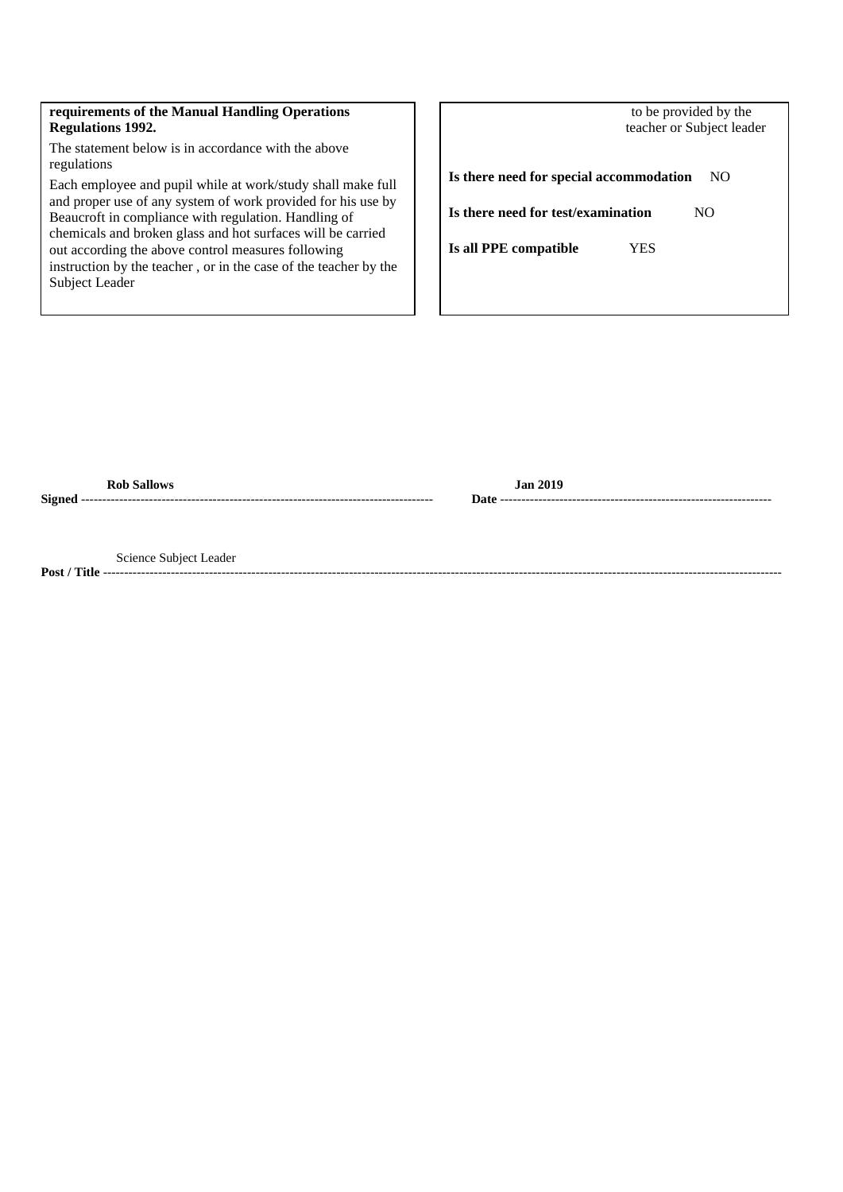| | |
|---|---|
| **requirements of the Manual Handling Operations Regulations 1992.**<br><br>The statement below is in accordance with the above regulations<br><br>Each employee and pupil while at work/study shall make full and proper use of any system of work provided for his use by Beaucroft in compliance with regulation. Handling of chemicals and broken glass and hot surfaces will be carried out according the above control measures following instruction by the teacher , or in the case of the teacher by the Subject Leader | to be provided by the teacher or Subject leader<br><br>**Is there need for special accommodation** NO<br><br>**Is there need for test/examination** NO<br><br>**Is all PPE compatible** YES |

**Signed** ---- **Rob Sallows** ---- **Date** ---- **Jan 2019** ----

**Post / Title** ---- Science Subject Leader ----